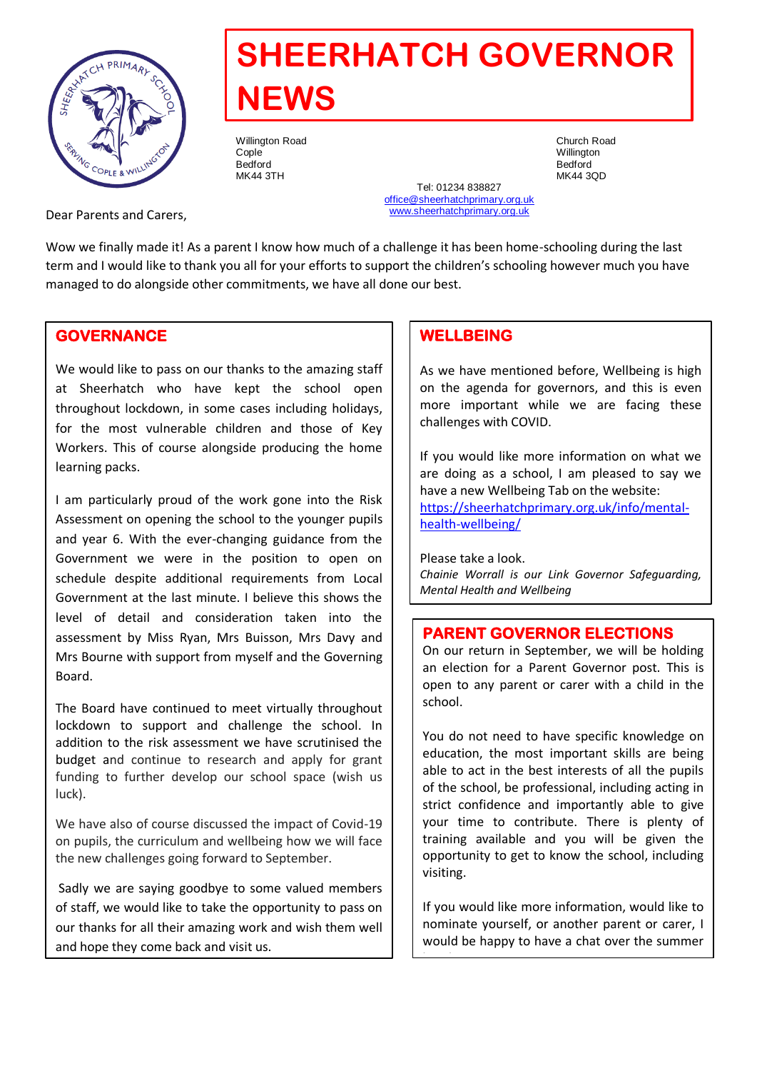# SHEERHATCH GOVERNOR NEWS

Willington Road
Cople
Bedford
MK44 3TH

Church Road
Willington
Bedford
MK44 3QD

Tel: 01234 838827
office@sheerhatchprimary.org.uk
www.sheerhatchprimary.org.uk

Dear Parents and Carers,

Wow we finally made it! As a parent I know how much of a challenge it has been home-schooling during the last term and I would like to thank you all for your efforts to support the children's schooling however much you have managed to do alongside other commitments, we have all done our best.

## GOVERNANCE

We would like to pass on our thanks to the amazing staff at Sheerhatch who have kept the school open throughout lockdown, in some cases including holidays, for the most vulnerable children and those of Key Workers. This of course alongside producing the home learning packs.

I am particularly proud of the work gone into the Risk Assessment on opening the school to the younger pupils and year 6. With the ever-changing guidance from the Government we were in the position to open on schedule despite additional requirements from Local Government at the last minute. I believe this shows the level of detail and consideration taken into the assessment by Miss Ryan, Mrs Buisson, Mrs Davy and Mrs Bourne with support from myself and the Governing Board.

The Board have continued to meet virtually throughout lockdown to support and challenge the school. In addition to the risk assessment we have scrutinised the budget and continue to research and apply for grant funding to further develop our school space (wish us luck).

We have also of course discussed the impact of Covid-19 on pupils, the curriculum and wellbeing how we will face the new challenges going forward to September.

Sadly we are saying goodbye to some valued members of staff, we would like to take the opportunity to pass on our thanks for all their amazing work and wish them well and hope they come back and visit us.

## WELLBEING

As we have mentioned before, Wellbeing is high on the agenda for governors, and this is even more important while we are facing these challenges with COVID.

If you would like more information on what we are doing as a school, I am pleased to say we have a new Wellbeing Tab on the website: https://sheerhatchprimary.org.uk/info/mental-health-wellbeing/

Please take a look.

*Chainie Worrall is our Link Governor Safeguarding, Mental Health and Wellbeing*

## PARENT GOVERNOR ELECTIONS

On our return in September, we will be holding an election for a Parent Governor post. This is open to any parent or carer with a child in the school.

You do not need to have specific knowledge on education, the most important skills are being able to act in the best interests of all the pupils of the school, be professional, including acting in strict confidence and importantly able to give your time to contribute. There is plenty of training available and you will be given the opportunity to get to know the school, including visiting.

If you would like more information, would like to nominate yourself, or another parent or carer, I would be happy to have a chat over the summer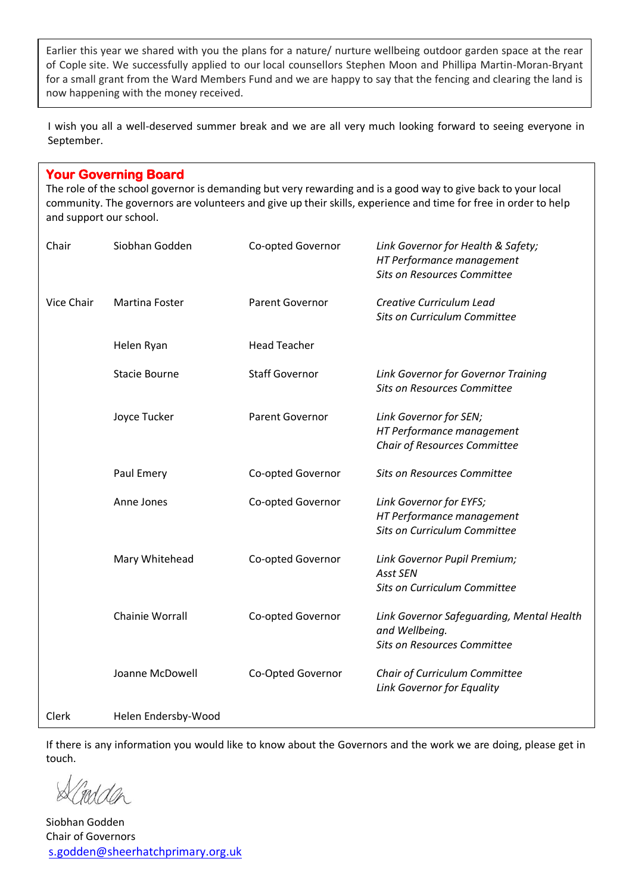Earlier this year we shared with you the plans for a nature/ nurture wellbeing outdoor garden space at the rear of Cople site. We successfully applied to our local counsellors Stephen Moon and Phillipa Martin-Moran-Bryant for a small grant from the Ward Members Fund and we are happy to say that the fencing and clearing the land is now happening with the money received.

I wish you all a well-deserved summer break and we are all very much looking forward to seeing everyone in September.

## Your Governing Board

The role of the school governor is demanding but very rewarding and is a good way to give back to your local community. The governors are volunteers and give up their skills, experience and time for free in order to help and support our school.

| | | | |
|---|---|---|---|
| Chair | Siobhan Godden | Co-opted Governor | *Link Governor for Health & Safety; HT Performance management Sits on Resources Committee* |
| Vice Chair | Martina Foster | Parent Governor | *Creative Curriculum Lead Sits on Curriculum Committee* |
| | Helen Ryan | Head Teacher | |
| | Stacie Bourne | Staff Governor | *Link Governor for Governor Training Sits on Resources Committee* |
| | Joyce Tucker | Parent Governor | *Link Governor for SEN; HT Performance management Chair of Resources Committee* |
| | Paul Emery | Co-opted Governor | *Sits on Resources Committee* |
| | Anne Jones | Co-opted Governor | *Link Governor for EYFS; HT Performance management Sits on Curriculum Committee* |
| | Mary Whitehead | Co-opted Governor | *Link Governor Pupil Premium; Asst SEN Sits on Curriculum Committee* |
| | Chainie Worrall | Co-opted Governor | *Link Governor Safeguarding, Mental Health and Wellbeing. Sits on Resources Committee* |
| | Joanne McDowell | Co-Opted Governor | *Chair of Curriculum Committee Link Governor for Equality* |
| Clerk | Helen Endersby-Wood | | |

If there is any information you would like to know about the Governors and the work we are doing, please get in touch.

Siobhan Godden
Chair of Governors
s.godden@sheerhatchprimary.org.uk